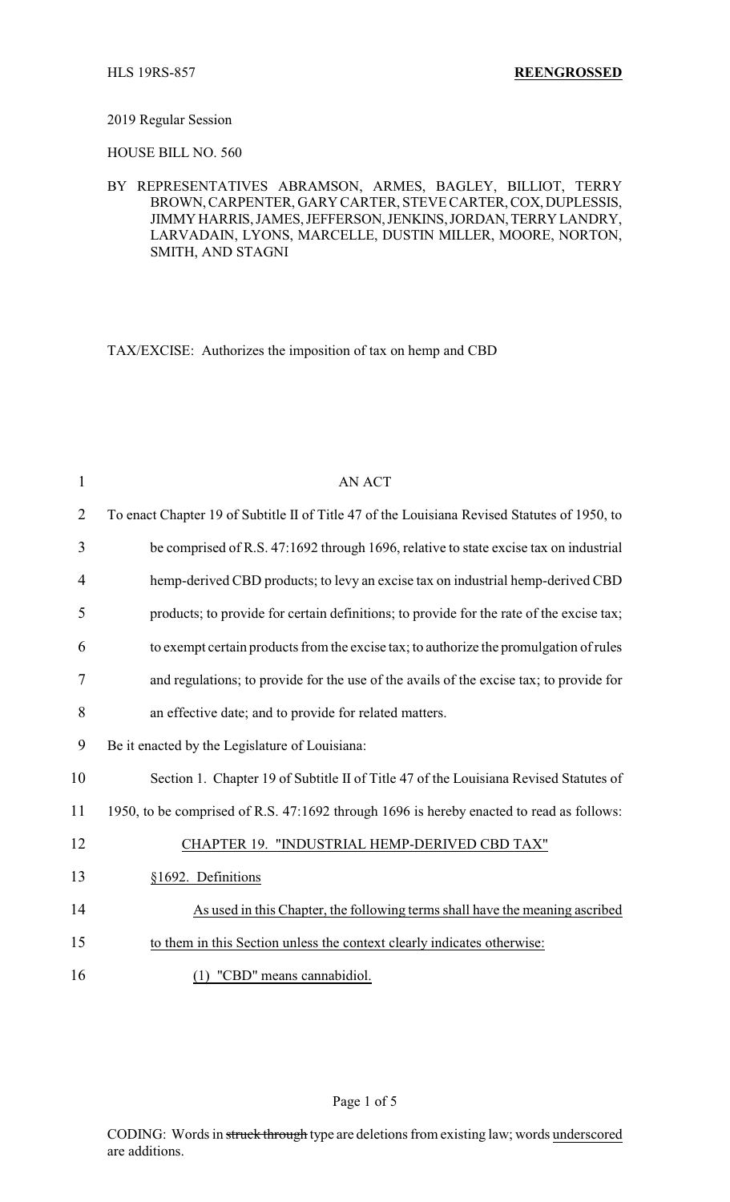HLS 19RS-857 **REENGROSSED**

2019 Regular Session

HOUSE BILL NO. 560

BY REPRESENTATIVES ABRAMSON, ARMES, BAGLEY, BILLIOT, TERRY BROWN, CARPENTER, GARY CARTER, STEVE CARTER, COX, DUPLESSIS, JIMMY HARRIS, JAMES, JEFFERSON, JENKINS, JORDAN, TERRY LANDRY, LARVADAIN, LYONS, MARCELLE, DUSTIN MILLER, MOORE, NORTON, SMITH, AND STAGNI

TAX/EXCISE: Authorizes the imposition of tax on hemp and CBD

AN ACT

To enact Chapter 19 of Subtitle II of Title 47 of the Louisiana Revised Statutes of 1950, to be comprised of R.S. 47:1692 through 1696, relative to state excise tax on industrial hemp-derived CBD products; to levy an excise tax on industrial hemp-derived CBD products; to provide for certain definitions; to provide for the rate of the excise tax; to exempt certain products from the excise tax; to authorize the promulgation of rules and regulations; to provide for the use of the avails of the excise tax; to provide for an effective date; and to provide for related matters.

Be it enacted by the Legislature of Louisiana:

Section 1. Chapter 19 of Subtitle II of Title 47 of the Louisiana Revised Statutes of 1950, to be comprised of R.S. 47:1692 through 1696 is hereby enacted to read as follows:

CHAPTER 19. "INDUSTRIAL HEMP-DERIVED CBD TAX"

§1692. Definitions

As used in this Chapter, the following terms shall have the meaning ascribed to them in this Section unless the context clearly indicates otherwise:

(1) "CBD" means cannabidiol.

CODING: Words in ~~struck through~~ type are deletions from existing law; words underscored are additions.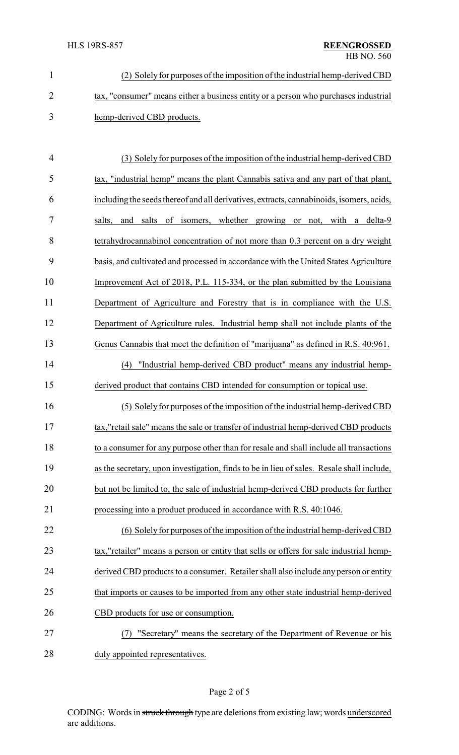(2) Solely for purposes of the imposition of the industrial hemp-derived CBD tax, "consumer" means either a business entity or a person who purchases industrial hemp-derived CBD products.

(3) Solely for purposes of the imposition of the industrial hemp-derived CBD tax, "industrial hemp" means the plant Cannabis sativa and any part of that plant, including the seeds thereof and all derivatives, extracts, cannabinoids, isomers, acids, salts, and salts of isomers, whether growing or not, with a delta-9 tetrahydrocannabinol concentration of not more than 0.3 percent on a dry weight basis, and cultivated and processed in accordance with the United States Agriculture Improvement Act of 2018, P.L. 115-334, or the plan submitted by the Louisiana Department of Agriculture and Forestry that is in compliance with the U.S. Department of Agriculture rules. Industrial hemp shall not include plants of the Genus Cannabis that meet the definition of "marijuana" as defined in R.S. 40:961.

(4) "Industrial hemp-derived CBD product" means any industrial hemp-derived product that contains CBD intended for consumption or topical use.

(5) Solely for purposes of the imposition of the industrial hemp-derived CBD tax,"retail sale" means the sale or transfer of industrial hemp-derived CBD products to a consumer for any purpose other than for resale and shall include all transactions as the secretary, upon investigation, finds to be in lieu of sales. Resale shall include, but not be limited to, the sale of industrial hemp-derived CBD products for further processing into a product produced in accordance with R.S. 40:1046.

(6) Solely for purposes of the imposition of the industrial hemp-derived CBD tax,"retailer" means a person or entity that sells or offers for sale industrial hemp-derived CBD products to a consumer. Retailer shall also include any person or entity that imports or causes to be imported from any other state industrial hemp-derived CBD products for use or consumption.

(7) "Secretary" means the secretary of the Department of Revenue or his duly appointed representatives.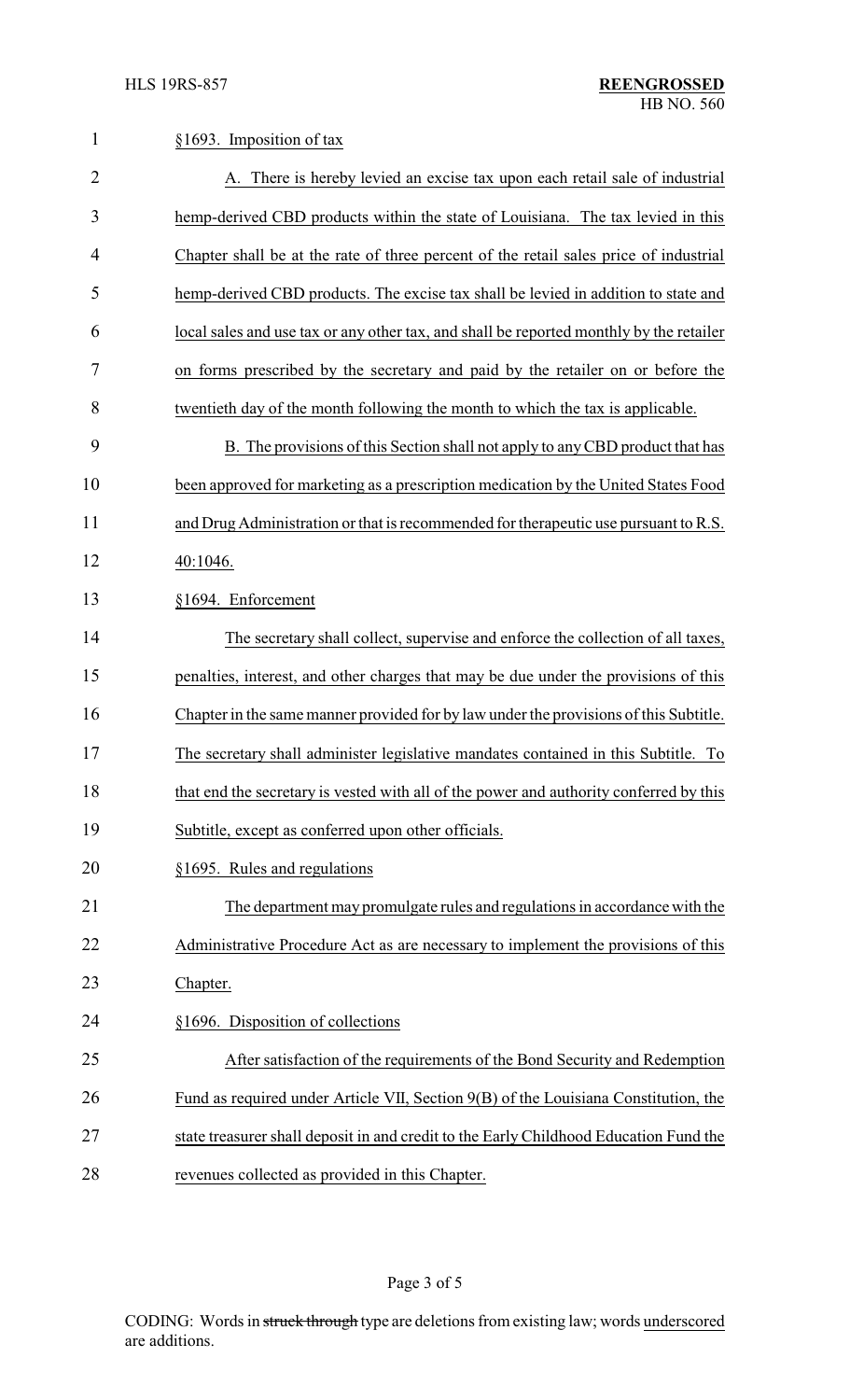§1693. Imposition of tax

A. There is hereby levied an excise tax upon each retail sale of industrial hemp-derived CBD products within the state of Louisiana. The tax levied in this Chapter shall be at the rate of three percent of the retail sales price of industrial hemp-derived CBD products. The excise tax shall be levied in addition to state and local sales and use tax or any other tax, and shall be reported monthly by the retailer on forms prescribed by the secretary and paid by the retailer on or before the twentieth day of the month following the month to which the tax is applicable.

B. The provisions of this Section shall not apply to any CBD product that has been approved for marketing as a prescription medication by the United States Food and Drug Administration or that is recommended for therapeutic use pursuant to R.S. 40:1046.

§1694. Enforcement

The secretary shall collect, supervise and enforce the collection of all taxes, penalties, interest, and other charges that may be due under the provisions of this Chapter in the same manner provided for by law under the provisions of this Subtitle. The secretary shall administer legislative mandates contained in this Subtitle. To that end the secretary is vested with all of the power and authority conferred by this Subtitle, except as conferred upon other officials.

§1695. Rules and regulations

The department may promulgate rules and regulations in accordance with the Administrative Procedure Act as are necessary to implement the provisions of this Chapter.

§1696. Disposition of collections

After satisfaction of the requirements of the Bond Security and Redemption Fund as required under Article VII, Section 9(B) of the Louisiana Constitution, the state treasurer shall deposit in and credit to the Early Childhood Education Fund the revenues collected as provided in this Chapter.

CODING: Words in ~~struck through~~ type are deletions from existing law; words underscored are additions.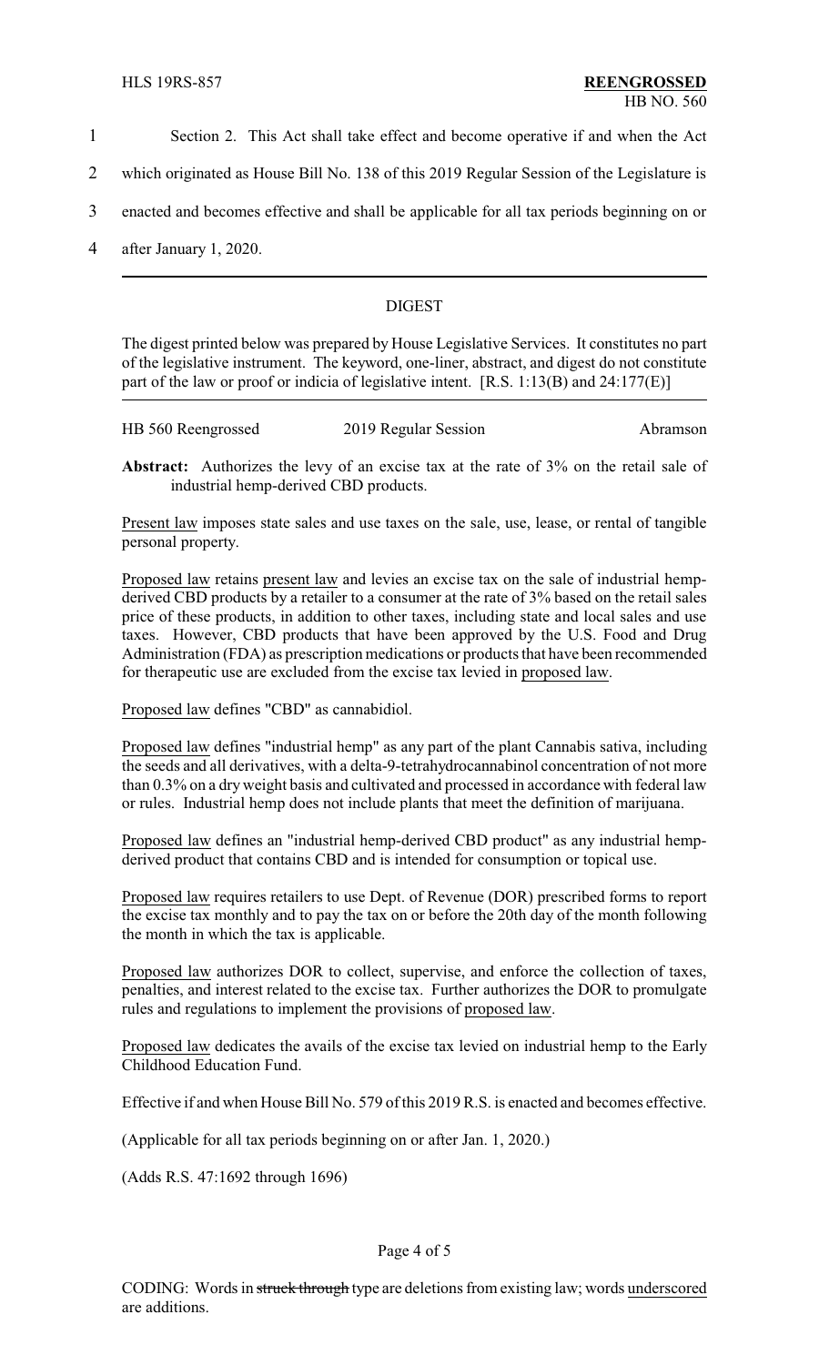Section 2. This Act shall take effect and become operative if and when the Act which originated as House Bill No. 138 of this 2019 Regular Session of the Legislature is enacted and becomes effective and shall be applicable for all tax periods beginning on or after January 1, 2020.

---

## DIGEST

The digest printed below was prepared by House Legislative Services. It constitutes no part of the legislative instrument. The keyword, one-liner, abstract, and digest do not constitute part of the law or proof or indicia of legislative intent. [R.S. 1:13(B) and 24:177(E)]

---

HB 560 Reengrossed    2019 Regular Session    Abramson

**Abstract:** Authorizes the levy of an excise tax at the rate of 3% on the retail sale of industrial hemp-derived CBD products.

Present law imposes state sales and use taxes on the sale, use, lease, or rental of tangible personal property.

Proposed law retains present law and levies an excise tax on the sale of industrial hemp-derived CBD products by a retailer to a consumer at the rate of 3% based on the retail sales price of these products, in addition to other taxes, including state and local sales and use taxes. However, CBD products that have been approved by the U.S. Food and Drug Administration (FDA) as prescription medications or products that have been recommended for therapeutic use are excluded from the excise tax levied in proposed law.

Proposed law defines "CBD" as cannabidiol.

Proposed law defines "industrial hemp" as any part of the plant Cannabis sativa, including the seeds and all derivatives, with a delta-9-tetrahydrocannabinol concentration of not more than 0.3% on a dry weight basis and cultivated and processed in accordance with federal law or rules. Industrial hemp does not include plants that meet the definition of marijuana.

Proposed law defines an "industrial hemp-derived CBD product" as any industrial hemp-derived product that contains CBD and is intended for consumption or topical use.

Proposed law requires retailers to use Dept. of Revenue (DOR) prescribed forms to report the excise tax monthly and to pay the tax on or before the 20th day of the month following the month in which the tax is applicable.

Proposed law authorizes DOR to collect, supervise, and enforce the collection of taxes, penalties, and interest related to the excise tax. Further authorizes the DOR to promulgate rules and regulations to implement the provisions of proposed law.

Proposed law dedicates the avails of the excise tax levied on industrial hemp to the Early Childhood Education Fund.

Effective if and when House Bill No. 579 of this 2019 R.S. is enacted and becomes effective.

(Applicable for all tax periods beginning on or after Jan. 1, 2020.)

(Adds R.S. 47:1692 through 1696)

CODING: Words in ~~struck through~~ type are deletions from existing law; words underscored are additions.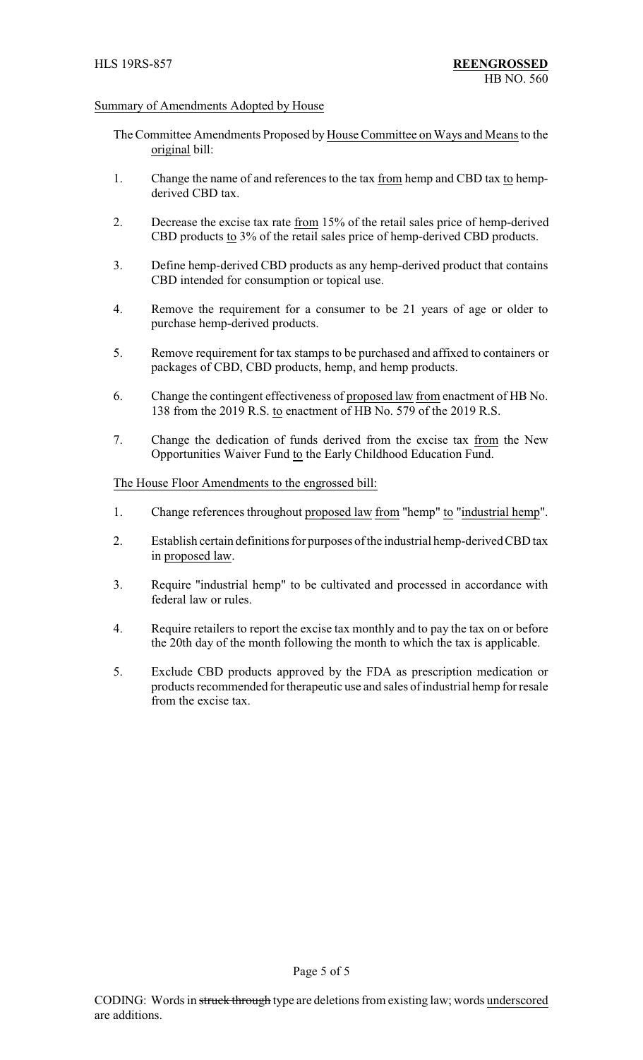Summary of Amendments Adopted by House

The Committee Amendments Proposed by House Committee on Ways and Means to the original bill:

1. Change the name of and references to the tax from hemp and CBD tax to hemp-derived CBD tax.

2. Decrease the excise tax rate from 15% of the retail sales price of hemp-derived CBD products to 3% of the retail sales price of hemp-derived CBD products.

3. Define hemp-derived CBD products as any hemp-derived product that contains CBD intended for consumption or topical use.

4. Remove the requirement for a consumer to be 21 years of age or older to purchase hemp-derived products.

5. Remove requirement for tax stamps to be purchased and affixed to containers or packages of CBD, CBD products, hemp, and hemp products.

6. Change the contingent effectiveness of proposed law from enactment of HB No. 138 from the 2019 R.S. to enactment of HB No. 579 of the 2019 R.S.

7. Change the dedication of funds derived from the excise tax from the New Opportunities Waiver Fund to the Early Childhood Education Fund.

The House Floor Amendments to the engrossed bill:

1. Change references throughout proposed law from "hemp" to "industrial hemp".

2. Establish certain definitions for purposes of the industrial hemp-derived CBD tax in proposed law.

3. Require "industrial hemp" to be cultivated and processed in accordance with federal law or rules.

4. Require retailers to report the excise tax monthly and to pay the tax on or before the 20th day of the month following the month to which the tax is applicable.

5. Exclude CBD products approved by the FDA as prescription medication or products recommended for therapeutic use and sales of industrial hemp for resale from the excise tax.

CODING: Words in ~~struck through~~ type are deletions from existing law; words underscored are additions.